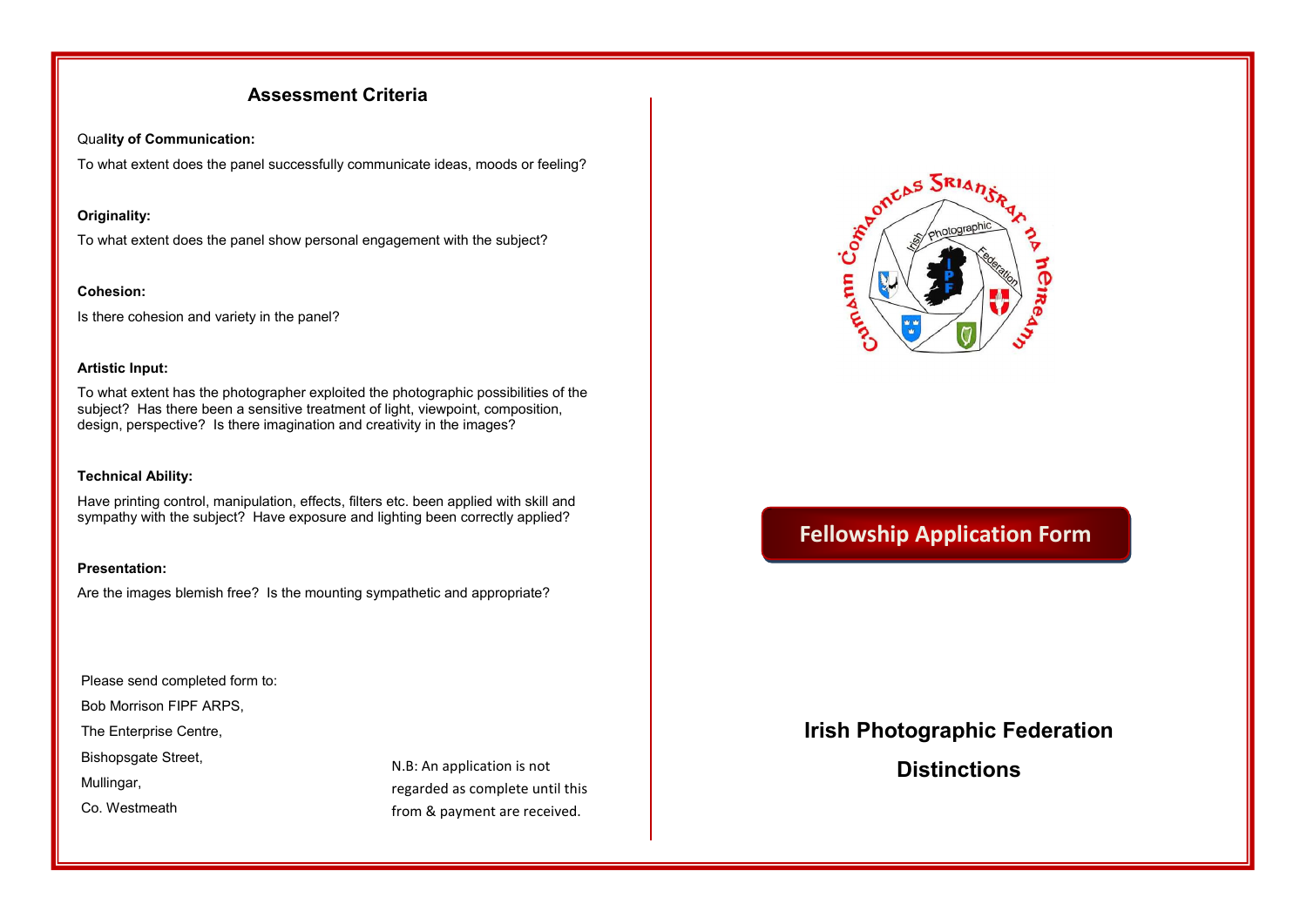## Assessment Criteria

**Quality of Communication:**

To what extent does the panel successfully communicate ideas, moods or feeling?

**Originality:**

To what extent does the panel show personal engagement with the subject?

**Cohesion:**

Is there cohesion and variety in the panel?

**Artistic Input:**

To what extent has the photographer exploited the photographic possibilities of the subject? Has there been a sensitive treatment of light, viewpoint, composition, design, perspective? Is there imagination and creativity in the images?

**Technical Ability:**

Have printing control, manipulation, effects, filters etc. been applied with skill and sympathy with the subject? Have exposure and lighting been correctly applied?

**Presentation:**

Are the images blemish free? Is the mounting sympathetic and appropriate?

Please send completed form to:

Bob Morrison FIPF ARPS,

The Enterprise Centre,

Bishopsgate Street,

Mullingar,

Co. Westmeath

N.B: An application is not regarded as complete until this from & payment are received.

Cumann Cumaoncas Grianghraf na hÉireann

Irish Photographic Federation

IPF

## Fellowship Application Form

# Irish Photographic Federation

# Distinctions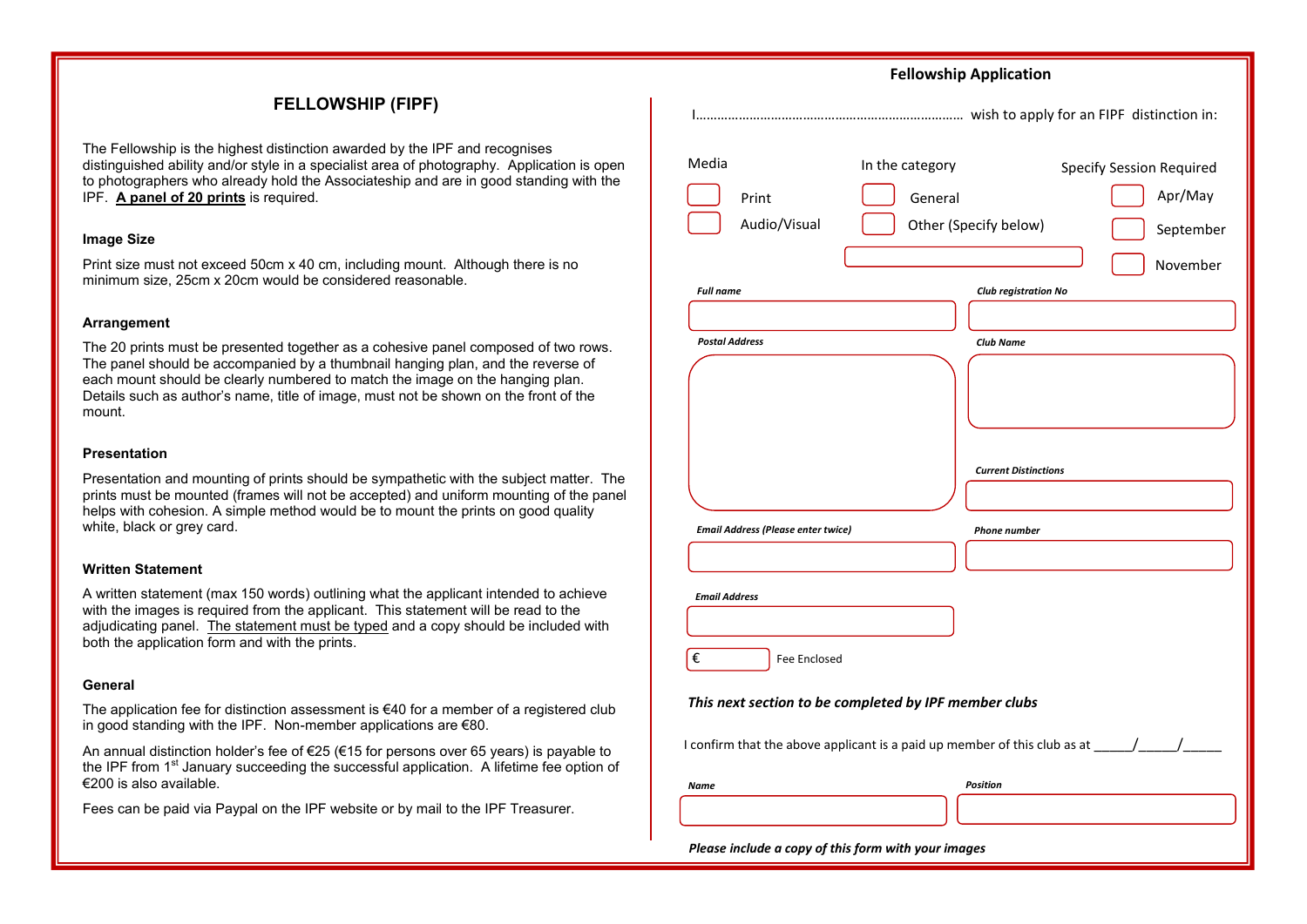# FELLOWSHIP (FIPF)

The Fellowship is the highest distinction awarded by the IPF and recognises distinguished ability and/or style in a specialist area of photography. Application is open to photographers who already hold the Associateship and are in good standing with the IPF. **A panel of 20 prints** is required.

### Image Size

Print size must not exceed 50cm x 40 cm, including mount. Although there is no minimum size, 25cm x 20cm would be considered reasonable.

### Arrangement

The 20 prints must be presented together as a cohesive panel composed of two rows. The panel should be accompanied by a thumbnail hanging plan, and the reverse of each mount should be clearly numbered to match the image on the hanging plan. Details such as author's name, title of image, must not be shown on the front of the mount.

### Presentation

Presentation and mounting of prints should be sympathetic with the subject matter. The prints must be mounted (frames will not be accepted) and uniform mounting of the panel helps with cohesion. A simple method would be to mount the prints on good quality white, black or grey card.

### Written Statement

A written statement (max 150 words) outlining what the applicant intended to achieve with the images is required from the applicant. This statement will be read to the adjudicating panel. The statement must be typed and a copy should be included with both the application form and with the prints.

### General

The application fee for distinction assessment is €40 for a member of a registered club in good standing with the IPF. Non-member applications are €80.

An annual distinction holder's fee of €25 (€15 for persons over 65 years) is payable to the IPF from 1st January succeeding the successful application. A lifetime fee option of €200 is also available.

Fees can be paid via Paypal on the IPF website or by mail to the IPF Treasurer.

## Fellowship Application

I……………………………………………………………… wish to apply for an FIPF distinction in:

| Media | In the category | Specify Session Required |
|---|---|---|
| ☐ Print | ☐ General | ☐ Apr/May |
| ☐ Audio/Visual | ☐ Other (Specify below) | ☐ September |
| | ________________ | ☐ November |

*Full name*

*Club registration No*

*Postal Address*

*Club Name*

*Current Distinctions*

*Email Address (Please enter twice)*

*Phone number*

*Email Address*

€ ______ Fee Enclosed

***This next section to be completed by IPF member clubs***

I confirm that the above applicant is a paid up member of this club as at ______/______/______

*Name*

*Position*

***Please include a copy of this form with your images***